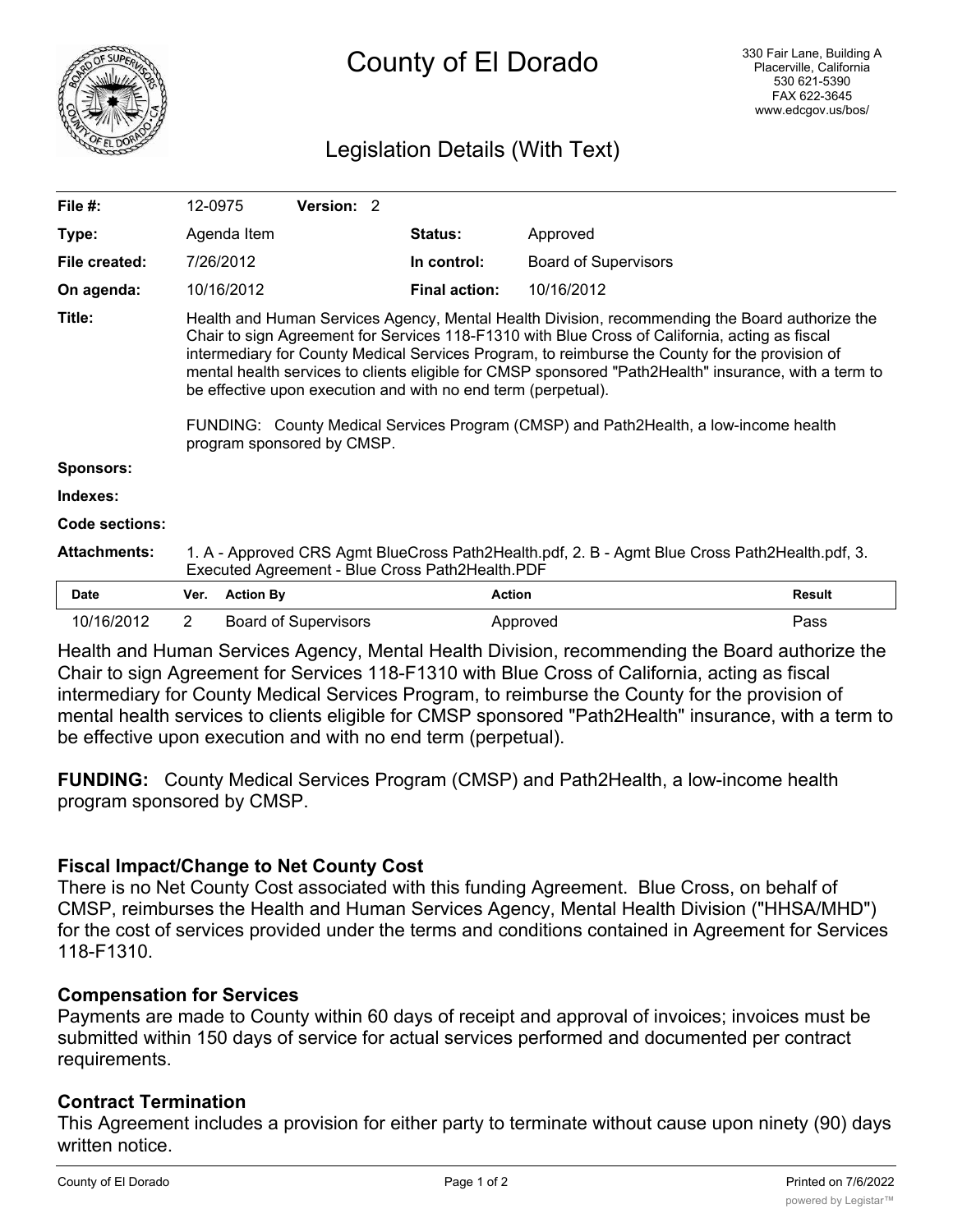# County of El Dorado

330 Fair Lane, Building A
Placerville, California
530 621-5390
FAX 622-3645
www.edcgov.us/bos/

## Legislation Details (With Text)

| | | | |
|---|---|---|---|
| **File #:** | 12-0975 **Version:** 2 | | |
| **Type:** | Agenda Item | **Status:** | Approved |
| **File created:** | 7/26/2012 | **In control:** | Board of Supervisors |
| **On agenda:** | 10/16/2012 | **Final action:** | 10/16/2012 |

**Title:** Health and Human Services Agency, Mental Health Division, recommending the Board authorize the Chair to sign Agreement for Services 118-F1310 with Blue Cross of California, acting as fiscal intermediary for County Medical Services Program, to reimburse the County for the provision of mental health services to clients eligible for CMSP sponsored "Path2Health" insurance, with a term to be effective upon execution and with no end term (perpetual).

FUNDING: County Medical Services Program (CMSP) and Path2Health, a low-income health program sponsored by CMSP.

**Sponsors:**

**Indexes:**

**Code sections:**

**Attachments:** 1. A - Approved CRS Agmt BlueCross Path2Health.pdf, 2. B - Agmt Blue Cross Path2Health.pdf, 3. Executed Agreement - Blue Cross Path2Health.PDF

| Date | Ver. | Action By | Action | Result |
|---|---|---|---|---|
| 10/16/2012 | 2 | Board of Supervisors | Approved | Pass |

Health and Human Services Agency, Mental Health Division, recommending the Board authorize the Chair to sign Agreement for Services 118-F1310 with Blue Cross of California, acting as fiscal intermediary for County Medical Services Program, to reimburse the County for the provision of mental health services to clients eligible for CMSP sponsored "Path2Health" insurance, with a term to be effective upon execution and with no end term (perpetual).

**FUNDING:** County Medical Services Program (CMSP) and Path2Health, a low-income health program sponsored by CMSP.

### Fiscal Impact/Change to Net County Cost

There is no Net County Cost associated with this funding Agreement. Blue Cross, on behalf of CMSP, reimburses the Health and Human Services Agency, Mental Health Division ("HHSA/MHD") for the cost of services provided under the terms and conditions contained in Agreement for Services 118-F1310.

### Compensation for Services

Payments are made to County within 60 days of receipt and approval of invoices; invoices must be submitted within 150 days of service for actual services performed and documented per contract requirements.

### Contract Termination

This Agreement includes a provision for either party to terminate without cause upon ninety (90) days written notice.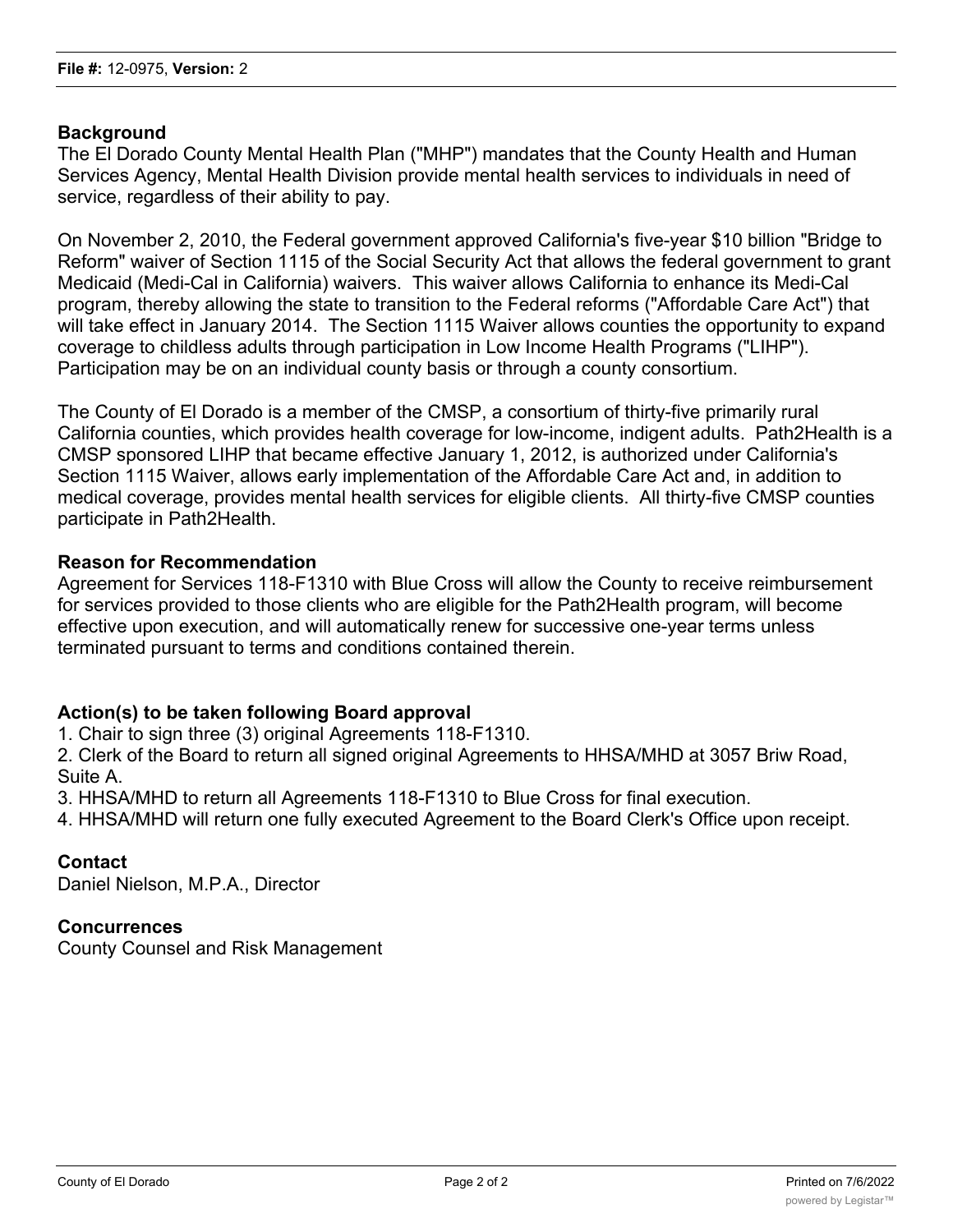**Background**

The El Dorado County Mental Health Plan ("MHP") mandates that the County Health and Human Services Agency, Mental Health Division provide mental health services to individuals in need of service, regardless of their ability to pay.

On November 2, 2010, the Federal government approved California's five-year $10 billion "Bridge to Reform" waiver of Section 1115 of the Social Security Act that allows the federal government to grant Medicaid (Medi-Cal in California) waivers. This waiver allows California to enhance its Medi-Cal program, thereby allowing the state to transition to the Federal reforms ("Affordable Care Act") that will take effect in January 2014. The Section 1115 Waiver allows counties the opportunity to expand coverage to childless adults through participation in Low Income Health Programs ("LIHP"). Participation may be on an individual county basis or through a county consortium.

The County of El Dorado is a member of the CMSP, a consortium of thirty-five primarily rural California counties, which provides health coverage for low-income, indigent adults. Path2Health is a CMSP sponsored LIHP that became effective January 1, 2012, is authorized under California's Section 1115 Waiver, allows early implementation of the Affordable Care Act and, in addition to medical coverage, provides mental health services for eligible clients. All thirty-five CMSP counties participate in Path2Health.

**Reason for Recommendation**

Agreement for Services 118-F1310 with Blue Cross will allow the County to receive reimbursement for services provided to those clients who are eligible for the Path2Health program, will become effective upon execution, and will automatically renew for successive one-year terms unless terminated pursuant to terms and conditions contained therein.

**Action(s) to be taken following Board approval**

1. Chair to sign three (3) original Agreements 118-F1310.
2. Clerk of the Board to return all signed original Agreements to HHSA/MHD at 3057 Briw Road, Suite A.
3. HHSA/MHD to return all Agreements 118-F1310 to Blue Cross for final execution.
4. HHSA/MHD will return one fully executed Agreement to the Board Clerk's Office upon receipt.

**Contact**

Daniel Nielson, M.P.A., Director

**Concurrences**

County Counsel and Risk Management